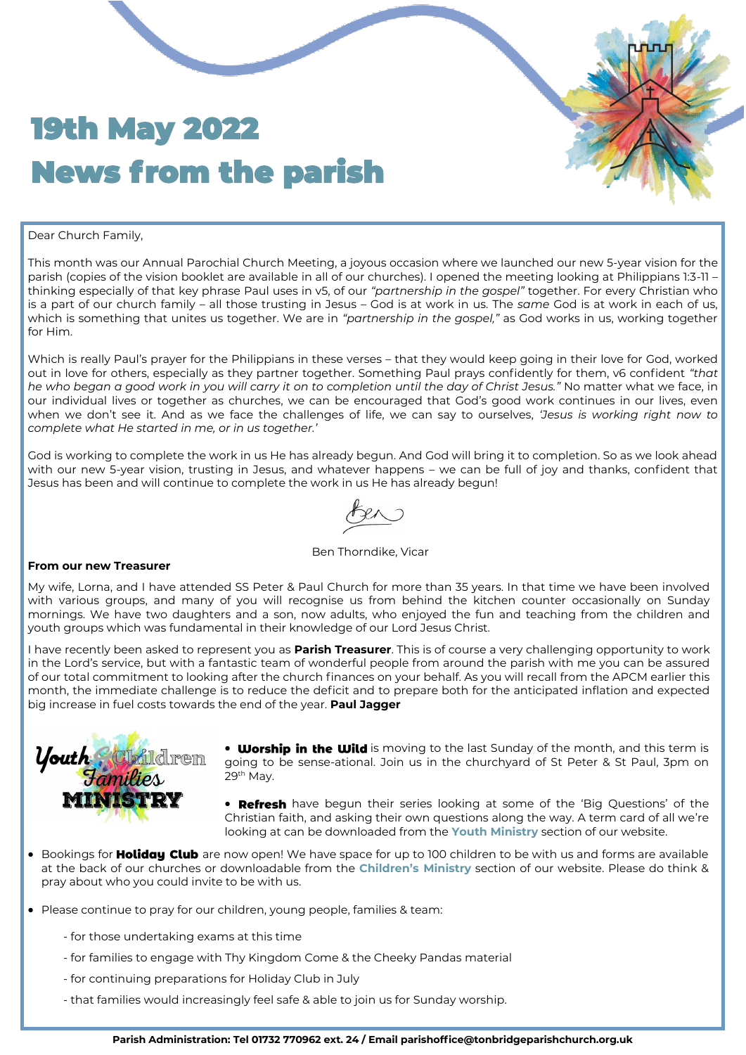# 19th May 2022
# News from the parish

Dear Church Family,

This month was our Annual Parochial Church Meeting, a joyous occasion where we launched our new 5-year vision for the parish (copies of the vision booklet are available in all of our churches). I opened the meeting looking at Philippians 1:3-11 – thinking especially of that key phrase Paul uses in v5, of our *"partnership in the gospel"* together. For every Christian who is a part of our church family – all those trusting in Jesus – God is at work in us. The *same* God is at work in each of us, which is something that unites us together. We are in *"partnership in the gospel,"* as God works in us, working together for Him.

Which is really Paul's prayer for the Philippians in these verses – that they would keep going in their love for God, worked out in love for others, especially as they partner together. Something Paul prays confidently for them, v6 confident *"that he who began a good work in you will carry it on to completion until the day of Christ Jesus."* No matter what we face, in our individual lives or together as churches, we can be encouraged that God's good work continues in our lives, even when we don't see it. And as we face the challenges of life, we can say to ourselves, *'Jesus is working right now to complete what He started in me, or in us together.'*

God is working to complete the work in us He has already begun. And God will bring it to completion. So as we look ahead with our new 5-year vision, trusting in Jesus, and whatever happens – we can be full of joy and thanks, confident that Jesus has been and will continue to complete the work in us He has already begun!

Ben

Ben Thorndike, Vicar

**From our new Treasurer**

My wife, Lorna, and I have attended SS Peter & Paul Church for more than 35 years. In that time we have been involved with various groups, and many of you will recognise us from behind the kitchen counter occasionally on Sunday mornings. We have two daughters and a son, now adults, who enjoyed the fun and teaching from the children and youth groups which was fundamental in their knowledge of our Lord Jesus Christ.

I have recently been asked to represent you as **Parish Treasurer**. This is of course a very challenging opportunity to work in the Lord's service, but with a fantastic team of wonderful people from around the parish with me you can be assured of our total commitment to looking after the church finances on your behalf. As you will recall from the APCM earlier this month, the immediate challenge is to reduce the deficit and to prepare both for the anticipated inflation and expected big increase in fuel costs towards the end of the year. **Paul Jagger**

**Youth & Children Families MINISTRY**

- **Worship in the Wild** is moving to the last Sunday of the month, and this term is going to be sense-ational. Join us in the churchyard of St Peter & St Paul, 3pm on 29th May.
- **Refresh** have begun their series looking at some of the 'Big Questions' of the Christian faith, and asking their own questions along the way. A term card of all we're looking at can be downloaded from the **Youth Ministry** section of our website.
- Bookings for **Holiday Club** are now open! We have space for up to 100 children to be with us and forms are available at the back of our churches or downloadable from the **Children's Ministry** section of our website. Please do think & pray about who you could invite to be with us.
- Please continue to pray for our children, young people, families & team:
  - for those undertaking exams at this time
  - for families to engage with Thy Kingdom Come & the Cheeky Pandas material
  - for continuing preparations for Holiday Club in July
  - that families would increasingly feel safe & able to join us for Sunday worship.

**Parish Administration: Tel 01732 770962 ext. 24 / Email parishoffice@tonbridgeparishchurch.org.uk**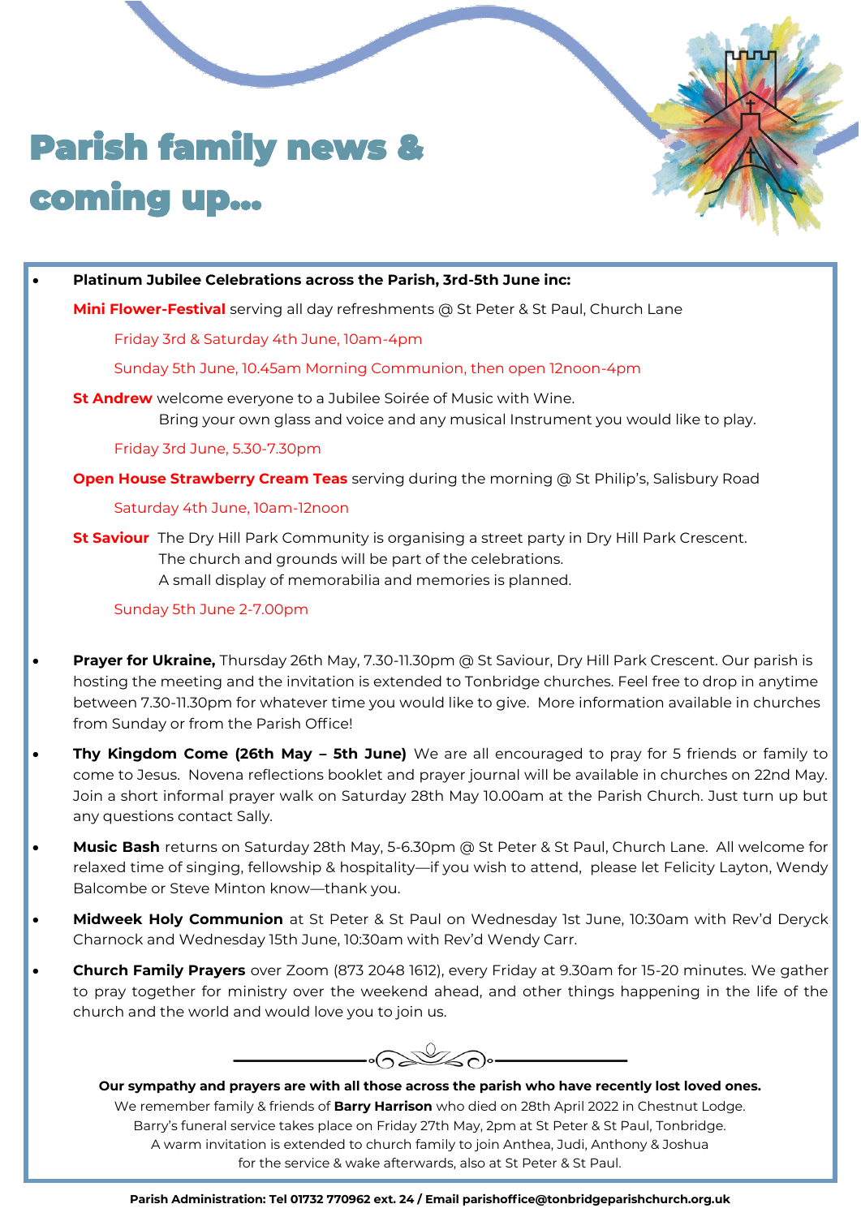# Parish family news & coming up...

- **Platinum Jubilee Celebrations across the Parish, 3rd-5th June inc:**

  **Mini Flower-Festival** serving all day refreshments @ St Peter & St Paul, Church Lane

  Friday 3rd & Saturday 4th June, 10am-4pm

  Sunday 5th June, 10.45am Morning Communion, then open 12noon-4pm

  **St Andrew** welcome everyone to a Jubilee Soirée of Music with Wine.
  Bring your own glass and voice and any musical Instrument you would like to play.

  Friday 3rd June, 5.30-7.30pm

  **Open House Strawberry Cream Teas** serving during the morning @ St Philip's, Salisbury Road

  Saturday 4th June, 10am-12noon

  **St Saviour** The Dry Hill Park Community is organising a street party in Dry Hill Park Crescent.
  The church and grounds will be part of the celebrations.
  A small display of memorabilia and memories is planned.

  Sunday 5th June 2-7.00pm

- **Prayer for Ukraine,** Thursday 26th May, 7.30-11.30pm @ St Saviour, Dry Hill Park Crescent. Our parish is hosting the meeting and the invitation is extended to Tonbridge churches. Feel free to drop in anytime between 7.30-11.30pm for whatever time you would like to give. More information available in churches from Sunday or from the Parish Office!
- **Thy Kingdom Come (26th May – 5th June)** We are all encouraged to pray for 5 friends or family to come to Jesus. Novena reflections booklet and prayer journal will be available in churches on 22nd May. Join a short informal prayer walk on Saturday 28th May 10.00am at the Parish Church. Just turn up but any questions contact Sally.
- **Music Bash** returns on Saturday 28th May, 5-6.30pm @ St Peter & St Paul, Church Lane. All welcome for relaxed time of singing, fellowship & hospitality—if you wish to attend, please let Felicity Layton, Wendy Balcombe or Steve Minton know—thank you.
- **Midweek Holy Communion** at St Peter & St Paul on Wednesday 1st June, 10:30am with Rev'd Deryck Charnock and Wednesday 15th June, 10:30am with Rev'd Wendy Carr.
- **Church Family Prayers** over Zoom (873 2048 1612), every Friday at 9.30am for 15-20 minutes. We gather to pray together for ministry over the weekend ahead, and other things happening in the life of the church and the world and would love you to join us.

---

**Our sympathy and prayers are with all those across the parish who have recently lost loved ones.**

We remember family & friends of **Barry Harrison** who died on 28th April 2022 in Chestnut Lodge.
Barry's funeral service takes place on Friday 27th May, 2pm at St Peter & St Paul, Tonbridge.
A warm invitation is extended to church family to join Anthea, Judi, Anthony & Joshua
for the service & wake afterwards, also at St Peter & St Paul.

**Parish Administration: Tel 01732 770962 ext. 24 / Email parishoffice@tonbridgeparishchurch.org.uk**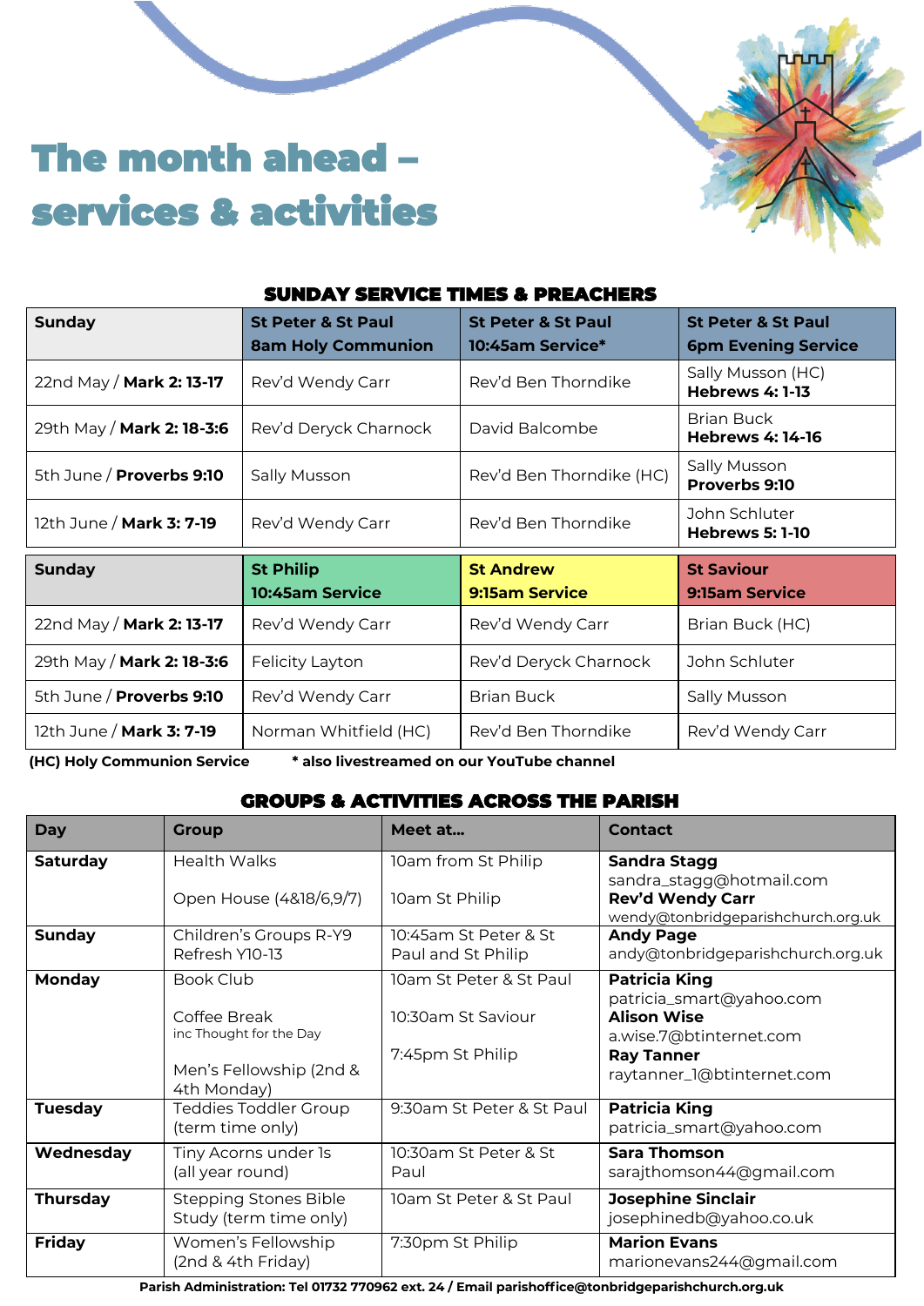# The month ahead – services & activities

## SUNDAY SERVICE TIMES & PREACHERS

| Sunday | St Peter & St Paul 8am Holy Communion | St Peter & St Paul 10:45am Service* | St Peter & St Paul 6pm Evening Service |
|---|---|---|---|
| 22nd May / **Mark 2: 13-17** | Rev'd Wendy Carr | Rev'd Ben Thorndike | Sally Musson (HC) **Hebrews 4: 1-13** |
| 29th May / **Mark 2: 18-3:6** | Rev'd Deryck Charnock | David Balcombe | Brian Buck **Hebrews 4: 14-16** |
| 5th June / **Proverbs 9:10** | Sally Musson | Rev'd Ben Thorndike (HC) | Sally Musson **Proverbs 9:10** |
| 12th June / **Mark 3: 7-19** | Rev'd Wendy Carr | Rev'd Ben Thorndike | John Schluter **Hebrews 5: 1-10** |
| **Sunday** | **St Philip 10:45am Service** | **St Andrew 9:15am Service** | **St Saviour 9:15am Service** |
| 22nd May / **Mark 2: 13-17** | Rev'd Wendy Carr | Rev'd Wendy Carr | Brian Buck (HC) |
| 29th May / **Mark 2: 18-3:6** | Felicity Layton | Rev'd Deryck Charnock | John Schluter |
| 5th June / **Proverbs 9:10** | Rev'd Wendy Carr | Brian Buck | Sally Musson |
| 12th June / **Mark 3: 7-19** | Norman Whitfield (HC) | Rev'd Ben Thorndike | Rev'd Wendy Carr |

**(HC) Holy Communion Service** **\* also livestreamed on our YouTube channel**

## GROUPS & ACTIVITIES ACROSS THE PARISH

| Day | Group | Meet at... | Contact |
|---|---|---|---|
| **Saturday** | Health Walks<br><br>Open House (4&18/6,9/7) | 10am from St Philip<br><br>10am St Philip | **Sandra Stagg** sandra_stagg@hotmail.com<br>**Rev'd Wendy Carr** wendy@tonbridgeparishchurch.org.uk |
| **Sunday** | Children's Groups R-Y9<br>Refresh Y10-13 | 10:45am St Peter & St Paul and St Philip | **Andy Page** andy@tonbridgeparishchurch.org.uk |
| **Monday** | Book Club<br><br>Coffee Break inc Thought for the Day<br><br>Men's Fellowship (2nd & 4th Monday) | 10am St Peter & St Paul<br><br>10:30am St Saviour<br><br>7:45pm St Philip | **Patricia King** patricia_smart@yahoo.com<br>**Alison Wise** a.wise.7@btinternet.com<br>**Ray Tanner** raytanner_1@btinternet.com |
| **Tuesday** | Teddies Toddler Group (term time only) | 9:30am St Peter & St Paul | **Patricia King** patricia_smart@yahoo.com |
| **Wednesday** | Tiny Acorns under 1s (all year round) | 10:30am St Peter & St Paul | **Sara Thomson** sarajthomson44@gmail.com |
| **Thursday** | Stepping Stones Bible Study (term time only) | 10am St Peter & St Paul | **Josephine Sinclair** josephinedb@yahoo.co.uk |
| **Friday** | Women's Fellowship (2nd & 4th Friday) | 7:30pm St Philip | **Marion Evans** marionevans244@gmail.com |

**Parish Administration: Tel 01732 770962 ext. 24 / Email parishoffice@tonbridgeparishchurch.org.uk**